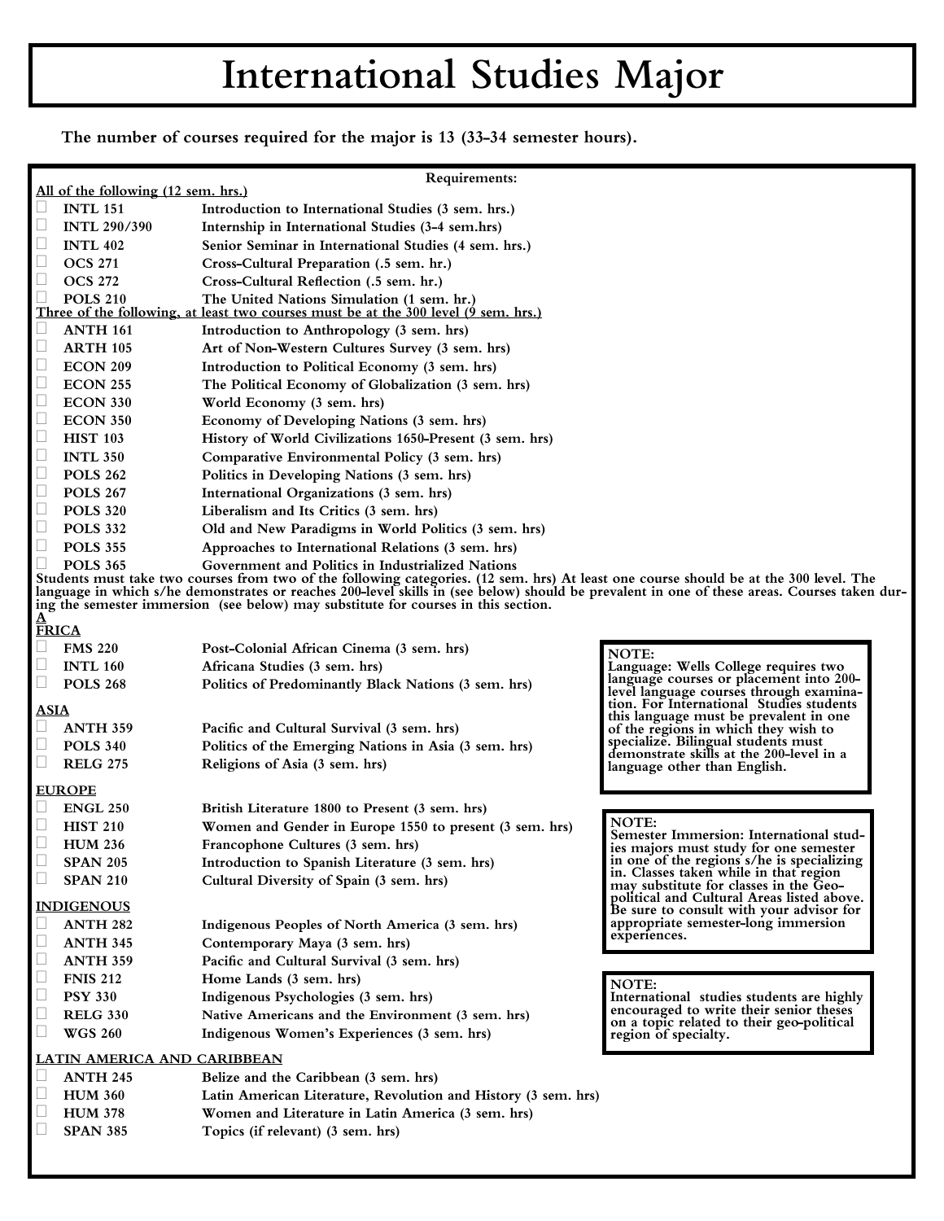# International Studies Major

**The number of courses required for the major is 13 (33-34 semester hours).**

**Requirements:**

**All of the following (12 sem. hrs.)**

- ☐ **INTL 151** — Introduction to International Studies (3 sem. hrs.)
- ☐ **INTL 290/390** — Internship in International Studies (3-4 sem.hrs)
- ☐ **INTL 402** — Senior Seminar in International Studies (4 sem. hrs.)
- ☐ **OCS 271** — Cross-Cultural Preparation (.5 sem. hr.)
- ☐ **OCS 272** — Cross-Cultural Reflection (.5 sem. hr.)
- ☐ **POLS 210** — The United Nations Simulation (1 sem. hr.)

**Three of the following, at least two courses must be at the 300 level (9 sem. hrs.)**

- ☐ **ANTH 161** — Introduction to Anthropology (3 sem. hrs)
- ☐ **ARTH 105** — Art of Non-Western Cultures Survey (3 sem. hrs)
- ☐ **ECON 209** — Introduction to Political Economy (3 sem. hrs)
- ☐ **ECON 255** — The Political Economy of Globalization (3 sem. hrs)
- ☐ **ECON 330** — World Economy (3 sem. hrs)
- ☐ **ECON 350** — Economy of Developing Nations (3 sem. hrs)
- ☐ **HIST 103** — History of World Civilizations 1650-Present (3 sem. hrs)
- ☐ **INTL 350** — Comparative Environmental Policy (3 sem. hrs)
- ☐ **POLS 262** — Politics in Developing Nations (3 sem. hrs)
- ☐ **POLS 267** — International Organizations (3 sem. hrs)
- ☐ **POLS 320** — Liberalism and Its Critics (3 sem. hrs)
- ☐ **POLS 332** — Old and New Paradigms in World Politics (3 sem. hrs)
- ☐ **POLS 355** — Approaches to International Relations (3 sem. hrs)
- ☐ **POLS 365** — Government and Politics in Industrialized Nations

**Students must take two courses from two of the following categories. (12 sem. hrs) At least one course should be at the 300 level. The language in which s/he demonstrates or reaches 200-level skills in (see below) should be prevalent in one of these areas. Courses taken during the semester immersion (see below) may substitute for courses in this section.**

**AFRICA**

- ☐ **FMS 220** — Post-Colonial African Cinema (3 sem. hrs)
- ☐ **INTL 160** — Africana Studies (3 sem. hrs)
- ☐ **POLS 268** — Politics of Predominantly Black Nations (3 sem. hrs)

**ASIA**

- ☐ **ANTH 359** — Pacific and Cultural Survival (3 sem. hrs)
- ☐ **POLS 340** — Politics of the Emerging Nations in Asia (3 sem. hrs)
- ☐ **RELG 275** — Religions of Asia (3 sem. hrs)

**EUROPE**

- ☐ **ENGL 250** — British Literature 1800 to Present (3 sem. hrs)
- ☐ **HIST 210** — Women and Gender in Europe 1550 to present (3 sem. hrs)
- ☐ **HUM 236** — Francophone Cultures (3 sem. hrs)
- ☐ **SPAN 205** — Introduction to Spanish Literature (3 sem. hrs)
- ☐ **SPAN 210** — Cultural Diversity of Spain (3 sem. hrs)

**INDIGENOUS**

- ☐ **ANTH 282** — Indigenous Peoples of North America (3 sem. hrs)
- ☐ **ANTH 345** — Contemporary Maya (3 sem. hrs)
- ☐ **ANTH 359** — Pacific and Cultural Survival (3 sem. hrs)
- ☐ **FNIS 212** — Home Lands (3 sem. hrs)
- ☐ **PSY 330** — Indigenous Psychologies (3 sem. hrs)
- ☐ **RELG 330** — Native Americans and the Environment (3 sem. hrs)
- ☐ **WGS 260** — Indigenous Women's Experiences (3 sem. hrs)

**LATIN AMERICA AND CARIBBEAN**

- ☐ **ANTH 245** — Belize and the Caribbean (3 sem. hrs)
- ☐ **HUM 360** — Latin American Literature, Revolution and History (3 sem. hrs)
- ☐ **HUM 378** — Women and Literature in Latin America (3 sem. hrs)
- ☐ **SPAN 385** — Topics (if relevant) (3 sem. hrs)

> **NOTE:**
> Language: Wells College requires two language courses or placement into 200-level language courses through examination. For International Studies students this language must be prevalent in one of the regions in which they wish to specialize. Bilingual students must demonstrate skills at the 200-level in a language other than English.

> **NOTE:**
> Semester Immersion: International studies majors must study for one semester in one of the regions s/he is specializing in. Classes taken while in that region may substitute for classes in the Geo-political and Cultural Areas listed above. Be sure to consult with your advisor for appropriate semester-long immersion experiences.

> **NOTE:**
> International studies students are highly encouraged to write their senior theses on a topic related to their geo-political region of specialty.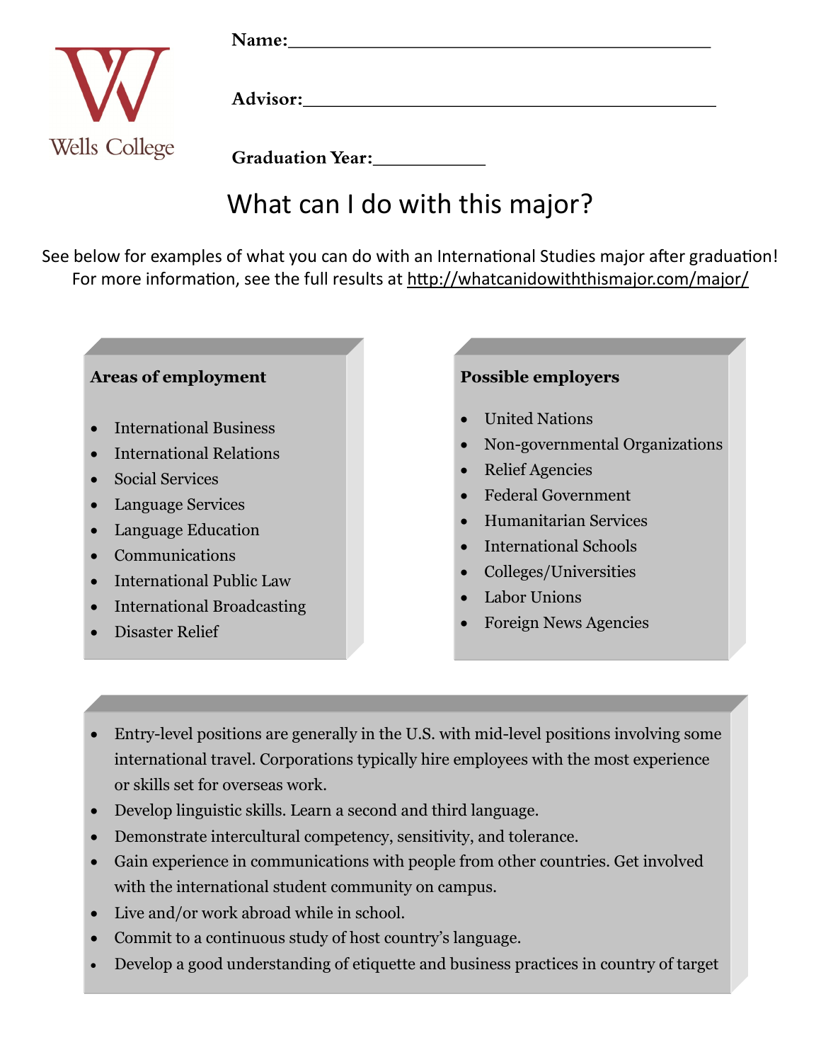Wells College

**Name:**\_\_\_\_\_\_\_\_\_\_\_\_\_\_\_\_\_\_\_\_\_\_\_\_\_\_\_\_\_\_\_\_\_\_\_\_\_\_\_\_

**Advisor:**\_\_\_\_\_\_\_\_\_\_\_\_\_\_\_\_\_\_\_\_\_\_\_\_\_\_\_\_\_\_\_\_\_\_\_\_\_\_\_\_

**Graduation Year:**\_\_\_\_\_\_\_\_\_\_\_\_

# What can I do with this major?

See below for examples of what you can do with an International Studies major after graduation! For more information, see the full results at http://whatcanidowiththismajor.com/major/

**Areas of employment**

- International Business
- International Relations
- Social Services
- Language Services
- Language Education
- Communications
- International Public Law
- International Broadcasting
- Disaster Relief

**Possible employers**

- United Nations
- Non-governmental Organizations
- Relief Agencies
- Federal Government
- Humanitarian Services
- International Schools
- Colleges/Universities
- Labor Unions
- Foreign News Agencies

- Entry-level positions are generally in the U.S. with mid-level positions involving some international travel. Corporations typically hire employees with the most experience or skills set for overseas work.
- Develop linguistic skills. Learn a second and third language.
- Demonstrate intercultural competency, sensitivity, and tolerance.
- Gain experience in communications with people from other countries. Get involved with the international student community on campus.
- Live and/or work abroad while in school.
- Commit to a continuous study of host country's language.
- Develop a good understanding of etiquette and business practices in country of target